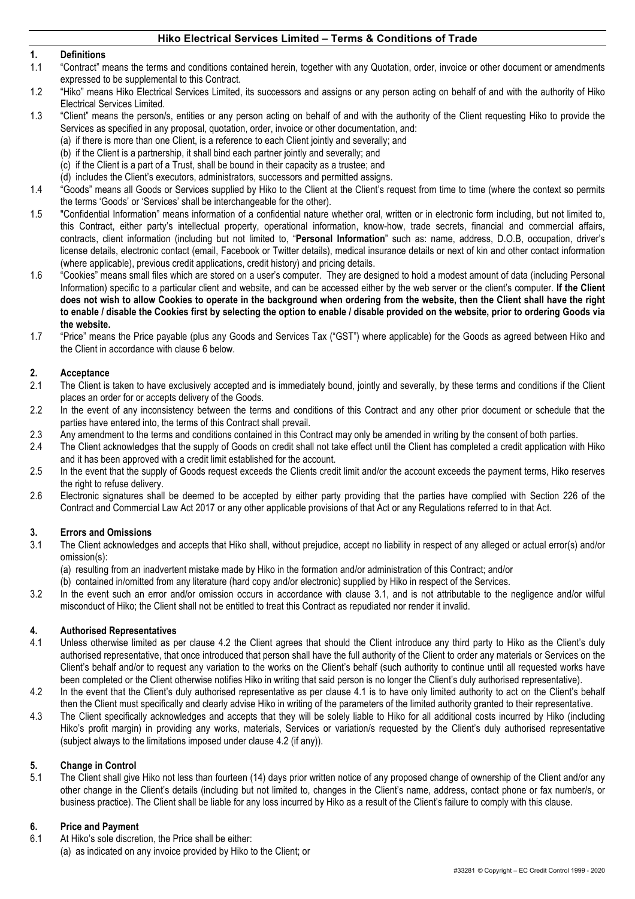# Hiko Electrical Services Limited – Terms & Conditions of Trade

## 1. Definitions

1.1 "Contract" means the terms and conditions contained herein, together with any Quotation, order, invoice or other document or amendments expressed to be supplemental to this Contract.

1.2 "Hiko" means Hiko Electrical Services Limited, its successors and assigns or any person acting on behalf of and with the authority of Hiko Electrical Services Limited.

1.3 "Client" means the person/s, entities or any person acting on behalf of and with the authority of the Client requesting Hiko to provide the Services as specified in any proposal, quotation, order, invoice or other documentation, and:
(a) if there is more than one Client, is a reference to each Client jointly and severally; and
(b) if the Client is a partnership, it shall bind each partner jointly and severally; and
(c) if the Client is a part of a Trust, shall be bound in their capacity as a trustee; and
(d) includes the Client's executors, administrators, successors and permitted assigns.

1.4 "Goods" means all Goods or Services supplied by Hiko to the Client at the Client's request from time to time (where the context so permits the terms 'Goods' or 'Services' shall be interchangeable for the other).

1.5 "Confidential Information" means information of a confidential nature whether oral, written or in electronic form including, but not limited to, this Contract, either party's intellectual property, operational information, know-how, trade secrets, financial and commercial affairs, contracts, client information (including but not limited to, "**Personal Information**" such as: name, address, D.O.B, occupation, driver's license details, electronic contact (email, Facebook or Twitter details), medical insurance details or next of kin and other contact information (where applicable), previous credit applications, credit history) and pricing details.

1.6 "Cookies" means small files which are stored on a user's computer. They are designed to hold a modest amount of data (including Personal Information) specific to a particular client and website, and can be accessed either by the web server or the client's computer. **If the Client does not wish to allow Cookies to operate in the background when ordering from the website, then the Client shall have the right to enable / disable the Cookies first by selecting the option to enable / disable provided on the website, prior to ordering Goods via the website.**

1.7 "Price" means the Price payable (plus any Goods and Services Tax ("GST") where applicable) for the Goods as agreed between Hiko and the Client in accordance with clause 6 below.

## 2. Acceptance

2.1 The Client is taken to have exclusively accepted and is immediately bound, jointly and severally, by these terms and conditions if the Client places an order for or accepts delivery of the Goods.

2.2 In the event of any inconsistency between the terms and conditions of this Contract and any other prior document or schedule that the parties have entered into, the terms of this Contract shall prevail.

2.3 Any amendment to the terms and conditions contained in this Contract may only be amended in writing by the consent of both parties.

2.4 The Client acknowledges that the supply of Goods on credit shall not take effect until the Client has completed a credit application with Hiko and it has been approved with a credit limit established for the account.

2.5 In the event that the supply of Goods request exceeds the Clients credit limit and/or the account exceeds the payment terms, Hiko reserves the right to refuse delivery.

2.6 Electronic signatures shall be deemed to be accepted by either party providing that the parties have complied with Section 226 of the Contract and Commercial Law Act 2017 or any other applicable provisions of that Act or any Regulations referred to in that Act.

## 3. Errors and Omissions

3.1 The Client acknowledges and accepts that Hiko shall, without prejudice, accept no liability in respect of any alleged or actual error(s) and/or omission(s):
(a) resulting from an inadvertent mistake made by Hiko in the formation and/or administration of this Contract; and/or
(b) contained in/omitted from any literature (hard copy and/or electronic) supplied by Hiko in respect of the Services.

3.2 In the event such an error and/or omission occurs in accordance with clause 3.1, and is not attributable to the negligence and/or wilful misconduct of Hiko; the Client shall not be entitled to treat this Contract as repudiated nor render it invalid.

## 4. Authorised Representatives

4.1 Unless otherwise limited as per clause 4.2 the Client agrees that should the Client introduce any third party to Hiko as the Client's duly authorised representative, that once introduced that person shall have the full authority of the Client to order any materials or Services on the Client's behalf and/or to request any variation to the works on the Client's behalf (such authority to continue until all requested works have been completed or the Client otherwise notifies Hiko in writing that said person is no longer the Client's duly authorised representative).

4.2 In the event that the Client's duly authorised representative as per clause 4.1 is to have only limited authority to act on the Client's behalf then the Client must specifically and clearly advise Hiko in writing of the parameters of the limited authority granted to their representative.

4.3 The Client specifically acknowledges and accepts that they will be solely liable to Hiko for all additional costs incurred by Hiko (including Hiko's profit margin) in providing any works, materials, Services or variation/s requested by the Client's duly authorised representative (subject always to the limitations imposed under clause 4.2 (if any)).

## 5. Change in Control

5.1 The Client shall give Hiko not less than fourteen (14) days prior written notice of any proposed change of ownership of the Client and/or any other change in the Client's details (including but not limited to, changes in the Client's name, address, contact phone or fax number/s, or business practice). The Client shall be liable for any loss incurred by Hiko as a result of the Client's failure to comply with this clause.

## 6. Price and Payment

6.1 At Hiko's sole discretion, the Price shall be either:
(a) as indicated on any invoice provided by Hiko to the Client; or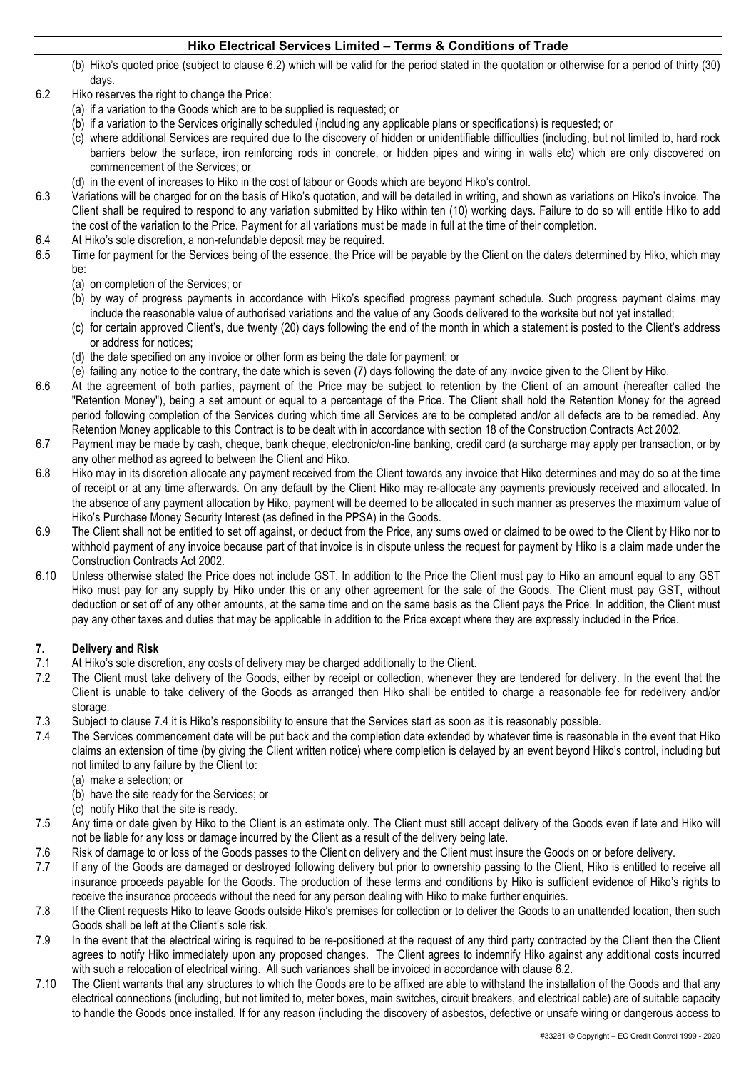(b) Hiko's quoted price (subject to clause 6.2) which will be valid for the period stated in the quotation or otherwise for a period of thirty (30) days.

6.2 Hiko reserves the right to change the Price:
(a) if a variation to the Goods which are to be supplied is requested; or
(b) if a variation to the Services originally scheduled (including any applicable plans or specifications) is requested; or
(c) where additional Services are required due to the discovery of hidden or unidentifiable difficulties (including, but not limited to, hard rock barriers below the surface, iron reinforcing rods in concrete, or hidden pipes and wiring in walls etc) which are only discovered on commencement of the Services; or
(d) in the event of increases to Hiko in the cost of labour or Goods which are beyond Hiko's control.

6.3 Variations will be charged for on the basis of Hiko's quotation, and will be detailed in writing, and shown as variations on Hiko's invoice. The Client shall be required to respond to any variation submitted by Hiko within ten (10) working days. Failure to do so will entitle Hiko to add the cost of the variation to the Price. Payment for all variations must be made in full at the time of their completion.

6.4 At Hiko's sole discretion, a non-refundable deposit may be required.

6.5 Time for payment for the Services being of the essence, the Price will be payable by the Client on the date/s determined by Hiko, which may be:
(a) on completion of the Services; or
(b) by way of progress payments in accordance with Hiko's specified progress payment schedule. Such progress payment claims may include the reasonable value of authorised variations and the value of any Goods delivered to the worksite but not yet installed;
(c) for certain approved Client's, due twenty (20) days following the end of the month in which a statement is posted to the Client's address or address for notices;
(d) the date specified on any invoice or other form as being the date for payment; or
(e) failing any notice to the contrary, the date which is seven (7) days following the date of any invoice given to the Client by Hiko.

6.6 At the agreement of both parties, payment of the Price may be subject to retention by the Client of an amount (hereafter called the "Retention Money"), being a set amount or equal to a percentage of the Price. The Client shall hold the Retention Money for the agreed period following completion of the Services during which time all Services are to be completed and/or all defects are to be remedied. Any Retention Money applicable to this Contract is to be dealt with in accordance with section 18 of the Construction Contracts Act 2002.

6.7 Payment may be made by cash, cheque, bank cheque, electronic/on-line banking, credit card (a surcharge may apply per transaction, or by any other method as agreed to between the Client and Hiko.

6.8 Hiko may in its discretion allocate any payment received from the Client towards any invoice that Hiko determines and may do so at the time of receipt or at any time afterwards. On any default by the Client Hiko may re-allocate any payments previously received and allocated. In the absence of any payment allocation by Hiko, payment will be deemed to be allocated in such manner as preserves the maximum value of Hiko's Purchase Money Security Interest (as defined in the PPSA) in the Goods.

6.9 The Client shall not be entitled to set off against, or deduct from the Price, any sums owed or claimed to be owed to the Client by Hiko nor to withhold payment of any invoice because part of that invoice is in dispute unless the request for payment by Hiko is a claim made under the Construction Contracts Act 2002.

6.10 Unless otherwise stated the Price does not include GST. In addition to the Price the Client must pay to Hiko an amount equal to any GST Hiko must pay for any supply by Hiko under this or any other agreement for the sale of the Goods. The Client must pay GST, without deduction or set off of any other amounts, at the same time and on the same basis as the Client pays the Price. In addition, the Client must pay any other taxes and duties that may be applicable in addition to the Price except where they are expressly included in the Price.

## 7. Delivery and Risk

7.1 At Hiko's sole discretion, any costs of delivery may be charged additionally to the Client.

7.2 The Client must take delivery of the Goods, either by receipt or collection, whenever they are tendered for delivery. In the event that the Client is unable to take delivery of the Goods as arranged then Hiko shall be entitled to charge a reasonable fee for redelivery and/or storage.

7.3 Subject to clause 7.4 it is Hiko's responsibility to ensure that the Services start as soon as it is reasonably possible.

7.4 The Services commencement date will be put back and the completion date extended by whatever time is reasonable in the event that Hiko claims an extension of time (by giving the Client written notice) where completion is delayed by an event beyond Hiko's control, including but not limited to any failure by the Client to:
(a) make a selection; or
(b) have the site ready for the Services; or
(c) notify Hiko that the site is ready.

7.5 Any time or date given by Hiko to the Client is an estimate only. The Client must still accept delivery of the Goods even if late and Hiko will not be liable for any loss or damage incurred by the Client as a result of the delivery being late.

7.6 Risk of damage to or loss of the Goods passes to the Client on delivery and the Client must insure the Goods on or before delivery.

7.7 If any of the Goods are damaged or destroyed following delivery but prior to ownership passing to the Client, Hiko is entitled to receive all insurance proceeds payable for the Goods. The production of these terms and conditions by Hiko is sufficient evidence of Hiko's rights to receive the insurance proceeds without the need for any person dealing with Hiko to make further enquiries.

7.8 If the Client requests Hiko to leave Goods outside Hiko's premises for collection or to deliver the Goods to an unattended location, then such Goods shall be left at the Client's sole risk.

7.9 In the event that the electrical wiring is required to be re-positioned at the request of any third party contracted by the Client then the Client agrees to notify Hiko immediately upon any proposed changes. The Client agrees to indemnify Hiko against any additional costs incurred with such a relocation of electrical wiring. All such variances shall be invoiced in accordance with clause 6.2.

7.10 The Client warrants that any structures to which the Goods are to be affixed are able to withstand the installation of the Goods and that any electrical connections (including, but not limited to, meter boxes, main switches, circuit breakers, and electrical cable) are of suitable capacity to handle the Goods once installed. If for any reason (including the discovery of asbestos, defective or unsafe wiring or dangerous access to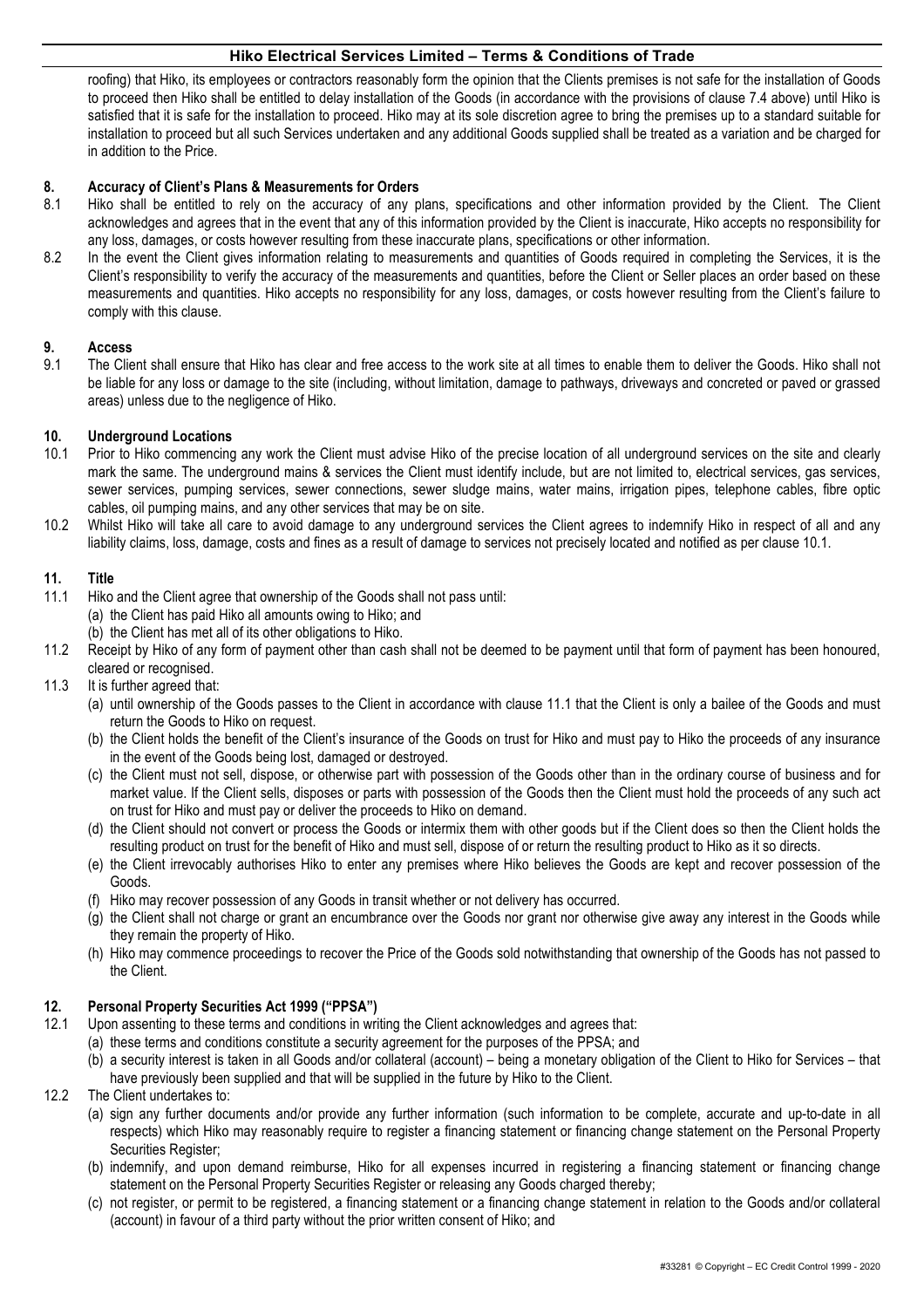roofing) that Hiko, its employees or contractors reasonably form the opinion that the Clients premises is not safe for the installation of Goods to proceed then Hiko shall be entitled to delay installation of the Goods (in accordance with the provisions of clause 7.4 above) until Hiko is satisfied that it is safe for the installation to proceed. Hiko may at its sole discretion agree to bring the premises up to a standard suitable for installation to proceed but all such Services undertaken and any additional Goods supplied shall be treated as a variation and be charged for in addition to the Price.

## 8. Accuracy of Client's Plans & Measurements for Orders

8.1 Hiko shall be entitled to rely on the accuracy of any plans, specifications and other information provided by the Client. The Client acknowledges and agrees that in the event that any of this information provided by the Client is inaccurate, Hiko accepts no responsibility for any loss, damages, or costs however resulting from these inaccurate plans, specifications or other information.

8.2 In the event the Client gives information relating to measurements and quantities of Goods required in completing the Services, it is the Client's responsibility to verify the accuracy of the measurements and quantities, before the Client or Seller places an order based on these measurements and quantities. Hiko accepts no responsibility for any loss, damages, or costs however resulting from the Client's failure to comply with this clause.

## 9. Access

9.1 The Client shall ensure that Hiko has clear and free access to the work site at all times to enable them to deliver the Goods. Hiko shall not be liable for any loss or damage to the site (including, without limitation, damage to pathways, driveways and concreted or paved or grassed areas) unless due to the negligence of Hiko.

## 10. Underground Locations

10.1 Prior to Hiko commencing any work the Client must advise Hiko of the precise location of all underground services on the site and clearly mark the same. The underground mains & services the Client must identify include, but are not limited to, electrical services, gas services, sewer services, pumping services, sewer connections, sewer sludge mains, water mains, irrigation pipes, telephone cables, fibre optic cables, oil pumping mains, and any other services that may be on site.

10.2 Whilst Hiko will take all care to avoid damage to any underground services the Client agrees to indemnify Hiko in respect of all and any liability claims, loss, damage, costs and fines as a result of damage to services not precisely located and notified as per clause 10.1.

## 11. Title

11.1 Hiko and the Client agree that ownership of the Goods shall not pass until:
   (a) the Client has paid Hiko all amounts owing to Hiko; and
   (b) the Client has met all of its other obligations to Hiko.

11.2 Receipt by Hiko of any form of payment other than cash shall not be deemed to be payment until that form of payment has been honoured, cleared or recognised.

11.3 It is further agreed that:
   (a) until ownership of the Goods passes to the Client in accordance with clause 11.1 that the Client is only a bailee of the Goods and must return the Goods to Hiko on request.
   (b) the Client holds the benefit of the Client's insurance of the Goods on trust for Hiko and must pay to Hiko the proceeds of any insurance in the event of the Goods being lost, damaged or destroyed.
   (c) the Client must not sell, dispose, or otherwise part with possession of the Goods other than in the ordinary course of business and for market value. If the Client sells, disposes or parts with possession of the Goods then the Client must hold the proceeds of any such act on trust for Hiko and must pay or deliver the proceeds to Hiko on demand.
   (d) the Client should not convert or process the Goods or intermix them with other goods but if the Client does so then the Client holds the resulting product on trust for the benefit of Hiko and must sell, dispose of or return the resulting product to Hiko as it so directs.
   (e) the Client irrevocably authorises Hiko to enter any premises where Hiko believes the Goods are kept and recover possession of the Goods.
   (f) Hiko may recover possession of any Goods in transit whether or not delivery has occurred.
   (g) the Client shall not charge or grant an encumbrance over the Goods nor grant nor otherwise give away any interest in the Goods while they remain the property of Hiko.
   (h) Hiko may commence proceedings to recover the Price of the Goods sold notwithstanding that ownership of the Goods has not passed to the Client.

## 12. Personal Property Securities Act 1999 ("PPSA")

12.1 Upon assenting to these terms and conditions in writing the Client acknowledges and agrees that:
   (a) these terms and conditions constitute a security agreement for the purposes of the PPSA; and
   (b) a security interest is taken in all Goods and/or collateral (account) – being a monetary obligation of the Client to Hiko for Services – that have previously been supplied and that will be supplied in the future by Hiko to the Client.

12.2 The Client undertakes to:
   (a) sign any further documents and/or provide any further information (such information to be complete, accurate and up-to-date in all respects) which Hiko may reasonably require to register a financing statement or financing change statement on the Personal Property Securities Register;
   (b) indemnify, and upon demand reimburse, Hiko for all expenses incurred in registering a financing statement or financing change statement on the Personal Property Securities Register or releasing any Goods charged thereby;
   (c) not register, or permit to be registered, a financing statement or a financing change statement in relation to the Goods and/or collateral (account) in favour of a third party without the prior written consent of Hiko; and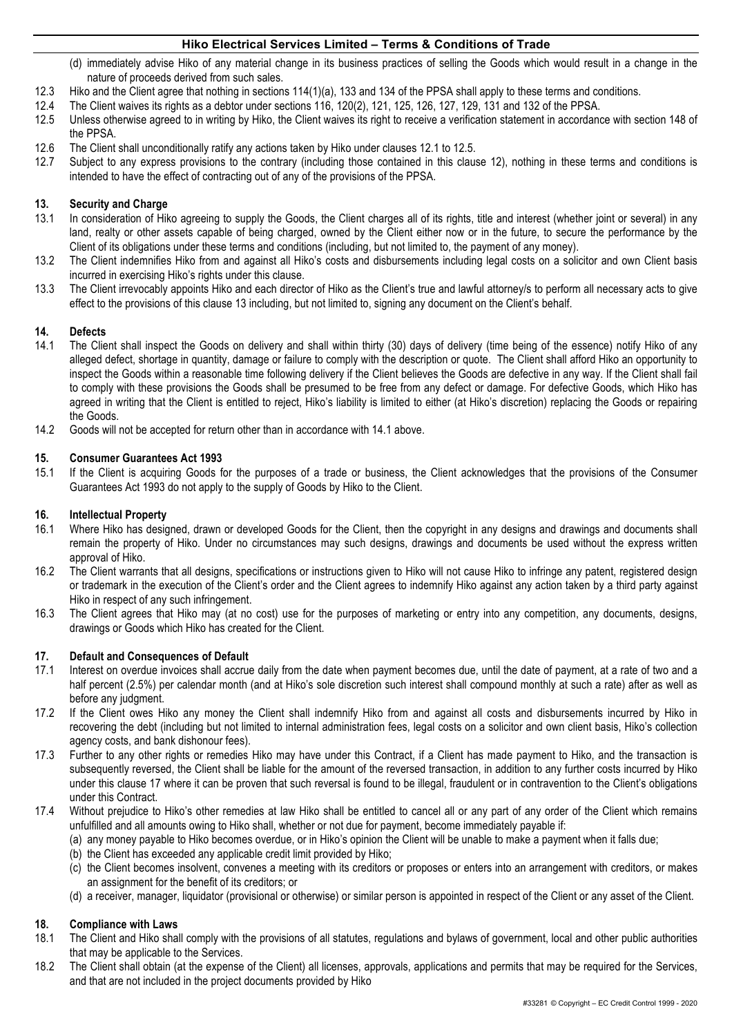(d) immediately advise Hiko of any material change in its business practices of selling the Goods which would result in a change in the nature of proceeds derived from such sales.

12.3 Hiko and the Client agree that nothing in sections 114(1)(a), 133 and 134 of the PPSA shall apply to these terms and conditions.

12.4 The Client waives its rights as a debtor under sections 116, 120(2), 121, 125, 126, 127, 129, 131 and 132 of the PPSA.

12.5 Unless otherwise agreed to in writing by Hiko, the Client waives its right to receive a verification statement in accordance with section 148 of the PPSA.

12.6 The Client shall unconditionally ratify any actions taken by Hiko under clauses 12.1 to 12.5.

12.7 Subject to any express provisions to the contrary (including those contained in this clause 12), nothing in these terms and conditions is intended to have the effect of contracting out of any of the provisions of the PPSA.

## 13. Security and Charge

13.1 In consideration of Hiko agreeing to supply the Goods, the Client charges all of its rights, title and interest (whether joint or several) in any land, realty or other assets capable of being charged, owned by the Client either now or in the future, to secure the performance by the Client of its obligations under these terms and conditions (including, but not limited to, the payment of any money).

13.2 The Client indemnifies Hiko from and against all Hiko's costs and disbursements including legal costs on a solicitor and own Client basis incurred in exercising Hiko's rights under this clause.

13.3 The Client irrevocably appoints Hiko and each director of Hiko as the Client's true and lawful attorney/s to perform all necessary acts to give effect to the provisions of this clause 13 including, but not limited to, signing any document on the Client's behalf.

## 14. Defects

14.1 The Client shall inspect the Goods on delivery and shall within thirty (30) days of delivery (time being of the essence) notify Hiko of any alleged defect, shortage in quantity, damage or failure to comply with the description or quote. The Client shall afford Hiko an opportunity to inspect the Goods within a reasonable time following delivery if the Client believes the Goods are defective in any way. If the Client shall fail to comply with these provisions the Goods shall be presumed to be free from any defect or damage. For defective Goods, which Hiko has agreed in writing that the Client is entitled to reject, Hiko's liability is limited to either (at Hiko's discretion) replacing the Goods or repairing the Goods.

14.2 Goods will not be accepted for return other than in accordance with 14.1 above.

## 15. Consumer Guarantees Act 1993

15.1 If the Client is acquiring Goods for the purposes of a trade or business, the Client acknowledges that the provisions of the Consumer Guarantees Act 1993 do not apply to the supply of Goods by Hiko to the Client.

## 16. Intellectual Property

16.1 Where Hiko has designed, drawn or developed Goods for the Client, then the copyright in any designs and drawings and documents shall remain the property of Hiko. Under no circumstances may such designs, drawings and documents be used without the express written approval of Hiko.

16.2 The Client warrants that all designs, specifications or instructions given to Hiko will not cause Hiko to infringe any patent, registered design or trademark in the execution of the Client's order and the Client agrees to indemnify Hiko against any action taken by a third party against Hiko in respect of any such infringement.

16.3 The Client agrees that Hiko may (at no cost) use for the purposes of marketing or entry into any competition, any documents, designs, drawings or Goods which Hiko has created for the Client.

## 17. Default and Consequences of Default

17.1 Interest on overdue invoices shall accrue daily from the date when payment becomes due, until the date of payment, at a rate of two and a half percent (2.5%) per calendar month (and at Hiko's sole discretion such interest shall compound monthly at such a rate) after as well as before any judgment.

17.2 If the Client owes Hiko any money the Client shall indemnify Hiko from and against all costs and disbursements incurred by Hiko in recovering the debt (including but not limited to internal administration fees, legal costs on a solicitor and own client basis, Hiko's collection agency costs, and bank dishonour fees).

17.3 Further to any other rights or remedies Hiko may have under this Contract, if a Client has made payment to Hiko, and the transaction is subsequently reversed, the Client shall be liable for the amount of the reversed transaction, in addition to any further costs incurred by Hiko under this clause 17 where it can be proven that such reversal is found to be illegal, fraudulent or in contravention to the Client's obligations under this Contract.

17.4 Without prejudice to Hiko's other remedies at law Hiko shall be entitled to cancel all or any part of any order of the Client which remains unfulfilled and all amounts owing to Hiko shall, whether or not due for payment, become immediately payable if:

(a) any money payable to Hiko becomes overdue, or in Hiko's opinion the Client will be unable to make a payment when it falls due;

(b) the Client has exceeded any applicable credit limit provided by Hiko;

(c) the Client becomes insolvent, convenes a meeting with its creditors or proposes or enters into an arrangement with creditors, or makes an assignment for the benefit of its creditors; or

(d) a receiver, manager, liquidator (provisional or otherwise) or similar person is appointed in respect of the Client or any asset of the Client.

## 18. Compliance with Laws

18.1 The Client and Hiko shall comply with the provisions of all statutes, regulations and bylaws of government, local and other public authorities that may be applicable to the Services.

18.2 The Client shall obtain (at the expense of the Client) all licenses, approvals, applications and permits that may be required for the Services, and that are not included in the project documents provided by Hiko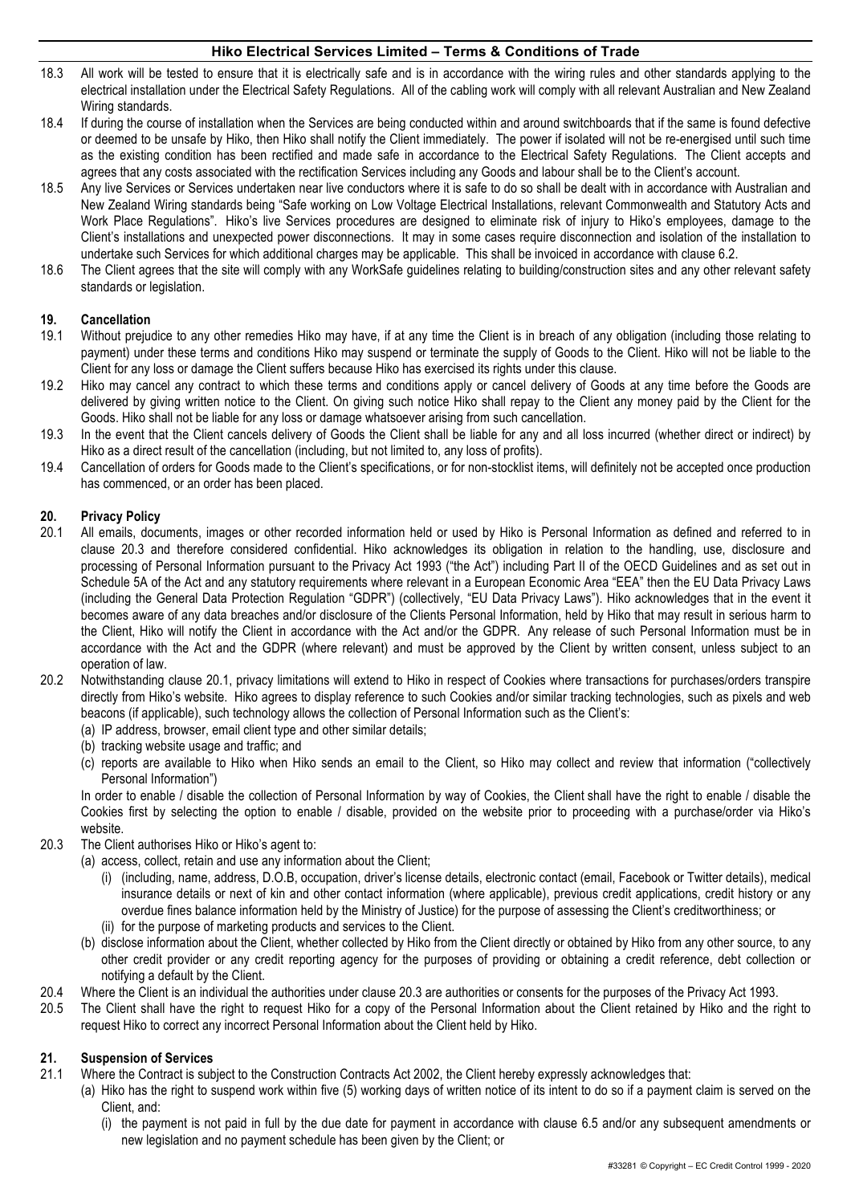18.3 All work will be tested to ensure that it is electrically safe and is in accordance with the wiring rules and other standards applying to the electrical installation under the Electrical Safety Regulations. All of the cabling work will comply with all relevant Australian and New Zealand Wiring standards.

18.4 If during the course of installation when the Services are being conducted within and around switchboards that if the same is found defective or deemed to be unsafe by Hiko, then Hiko shall notify the Client immediately. The power if isolated will not be re-energised until such time as the existing condition has been rectified and made safe in accordance to the Electrical Safety Regulations. The Client accepts and agrees that any costs associated with the rectification Services including any Goods and labour shall be to the Client's account.

18.5 Any live Services or Services undertaken near live conductors where it is safe to do so shall be dealt with in accordance with Australian and New Zealand Wiring standards being "Safe working on Low Voltage Electrical Installations, relevant Commonwealth and Statutory Acts and Work Place Regulations". Hiko's live Services procedures are designed to eliminate risk of injury to Hiko's employees, damage to the Client's installations and unexpected power disconnections. It may in some cases require disconnection and isolation of the installation to undertake such Services for which additional charges may be applicable. This shall be invoiced in accordance with clause 6.2.

18.6 The Client agrees that the site will comply with any WorkSafe guidelines relating to building/construction sites and any other relevant safety standards or legislation.

## 19. Cancellation

19.1 Without prejudice to any other remedies Hiko may have, if at any time the Client is in breach of any obligation (including those relating to payment) under these terms and conditions Hiko may suspend or terminate the supply of Goods to the Client. Hiko will not be liable to the Client for any loss or damage the Client suffers because Hiko has exercised its rights under this clause.

19.2 Hiko may cancel any contract to which these terms and conditions apply or cancel delivery of Goods at any time before the Goods are delivered by giving written notice to the Client. On giving such notice Hiko shall repay to the Client any money paid by the Client for the Goods. Hiko shall not be liable for any loss or damage whatsoever arising from such cancellation.

19.3 In the event that the Client cancels delivery of Goods the Client shall be liable for any and all loss incurred (whether direct or indirect) by Hiko as a direct result of the cancellation (including, but not limited to, any loss of profits).

19.4 Cancellation of orders for Goods made to the Client's specifications, or for non-stocklist items, will definitely not be accepted once production has commenced, or an order has been placed.

## 20. Privacy Policy

20.1 All emails, documents, images or other recorded information held or used by Hiko is Personal Information as defined and referred to in clause 20.3 and therefore considered confidential. Hiko acknowledges its obligation in relation to the handling, use, disclosure and processing of Personal Information pursuant to the Privacy Act 1993 ("the Act") including Part II of the OECD Guidelines and as set out in Schedule 5A of the Act and any statutory requirements where relevant in a European Economic Area "EEA" then the EU Data Privacy Laws (including the General Data Protection Regulation "GDPR") (collectively, "EU Data Privacy Laws"). Hiko acknowledges that in the event it becomes aware of any data breaches and/or disclosure of the Clients Personal Information, held by Hiko that may result in serious harm to the Client, Hiko will notify the Client in accordance with the Act and/or the GDPR. Any release of such Personal Information must be in accordance with the Act and the GDPR (where relevant) and must be approved by the Client by written consent, unless subject to an operation of law.

20.2 Notwithstanding clause 20.1, privacy limitations will extend to Hiko in respect of Cookies where transactions for purchases/orders transpire directly from Hiko's website. Hiko agrees to display reference to such Cookies and/or similar tracking technologies, such as pixels and web beacons (if applicable), such technology allows the collection of Personal Information such as the Client's:
   (a) IP address, browser, email client type and other similar details;
   (b) tracking website usage and traffic; and
   (c) reports are available to Hiko when Hiko sends an email to the Client, so Hiko may collect and review that information ("collectively Personal Information")

   In order to enable / disable the collection of Personal Information by way of Cookies, the Client shall have the right to enable / disable the Cookies first by selecting the option to enable / disable, provided on the website prior to proceeding with a purchase/order via Hiko's website.

20.3 The Client authorises Hiko or Hiko's agent to:
   (a) access, collect, retain and use any information about the Client;
      (i) (including, name, address, D.O.B, occupation, driver's license details, electronic contact (email, Facebook or Twitter details), medical insurance details or next of kin and other contact information (where applicable), previous credit applications, credit history or any overdue fines balance information held by the Ministry of Justice) for the purpose of assessing the Client's creditworthiness; or
      (ii) for the purpose of marketing products and services to the Client.
   (b) disclose information about the Client, whether collected by Hiko from the Client directly or obtained by Hiko from any other source, to any other credit provider or any credit reporting agency for the purposes of providing or obtaining a credit reference, debt collection or notifying a default by the Client.

20.4 Where the Client is an individual the authorities under clause 20.3 are authorities or consents for the purposes of the Privacy Act 1993.

20.5 The Client shall have the right to request Hiko for a copy of the Personal Information about the Client retained by Hiko and the right to request Hiko to correct any incorrect Personal Information about the Client held by Hiko.

## 21. Suspension of Services

21.1 Where the Contract is subject to the Construction Contracts Act 2002, the Client hereby expressly acknowledges that:
   (a) Hiko has the right to suspend work within five (5) working days of written notice of its intent to do so if a payment claim is served on the Client, and:
      (i) the payment is not paid in full by the due date for payment in accordance with clause 6.5 and/or any subsequent amendments or new legislation and no payment schedule has been given by the Client; or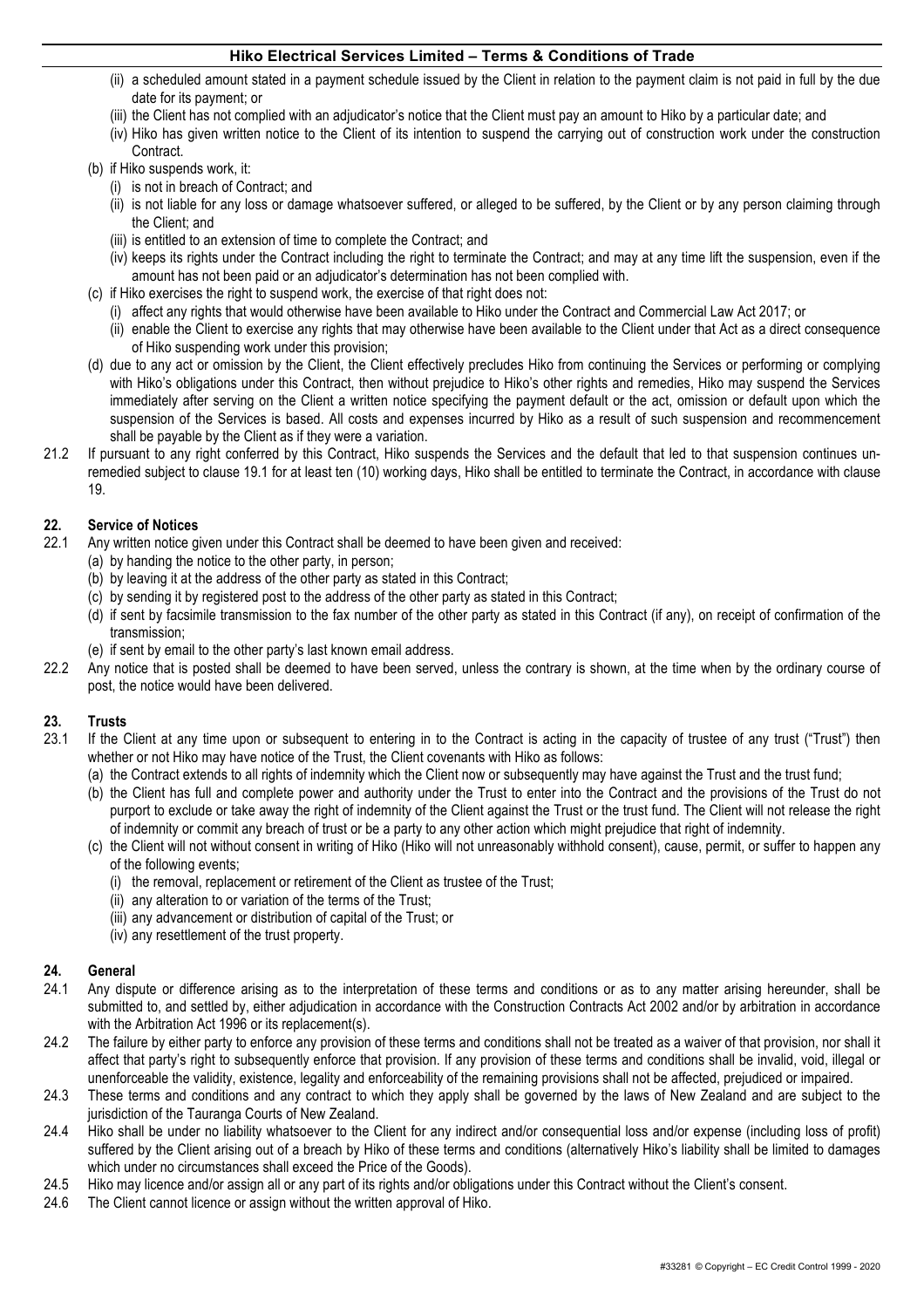(ii) a scheduled amount stated in a payment schedule issued by the Client in relation to the payment claim is not paid in full by the due date for its payment; or

(iii) the Client has not complied with an adjudicator's notice that the Client must pay an amount to Hiko by a particular date; and

(iv) Hiko has given written notice to the Client of its intention to suspend the carrying out of construction work under the construction Contract.

(b) if Hiko suspends work, it:

(i) is not in breach of Contract; and

(ii) is not liable for any loss or damage whatsoever suffered, or alleged to be suffered, by the Client or by any person claiming through the Client; and

(iii) is entitled to an extension of time to complete the Contract; and

(iv) keeps its rights under the Contract including the right to terminate the Contract; and may at any time lift the suspension, even if the amount has not been paid or an adjudicator's determination has not been complied with.

(c) if Hiko exercises the right to suspend work, the exercise of that right does not:

(i) affect any rights that would otherwise have been available to Hiko under the Contract and Commercial Law Act 2017; or

(ii) enable the Client to exercise any rights that may otherwise have been available to the Client under that Act as a direct consequence of Hiko suspending work under this provision;

(d) due to any act or omission by the Client, the Client effectively precludes Hiko from continuing the Services or performing or complying with Hiko's obligations under this Contract, then without prejudice to Hiko's other rights and remedies, Hiko may suspend the Services immediately after serving on the Client a written notice specifying the payment default or the act, omission or default upon which the suspension of the Services is based. All costs and expenses incurred by Hiko as a result of such suspension and recommencement shall be payable by the Client as if they were a variation.

21.2 If pursuant to any right conferred by this Contract, Hiko suspends the Services and the default that led to that suspension continues un-remedied subject to clause 19.1 for at least ten (10) working days, Hiko shall be entitled to terminate the Contract, in accordance with clause 19.

## 22. Service of Notices

22.1 Any written notice given under this Contract shall be deemed to have been given and received:

(a) by handing the notice to the other party, in person;

(b) by leaving it at the address of the other party as stated in this Contract;

(c) by sending it by registered post to the address of the other party as stated in this Contract;

(d) if sent by facsimile transmission to the fax number of the other party as stated in this Contract (if any), on receipt of confirmation of the transmission;

(e) if sent by email to the other party's last known email address.

22.2 Any notice that is posted shall be deemed to have been served, unless the contrary is shown, at the time when by the ordinary course of post, the notice would have been delivered.

## 23. Trusts

23.1 If the Client at any time upon or subsequent to entering in to the Contract is acting in the capacity of trustee of any trust ("Trust") then whether or not Hiko may have notice of the Trust, the Client covenants with Hiko as follows:

(a) the Contract extends to all rights of indemnity which the Client now or subsequently may have against the Trust and the trust fund;

(b) the Client has full and complete power and authority under the Trust to enter into the Contract and the provisions of the Trust do not purport to exclude or take away the right of indemnity of the Client against the Trust or the trust fund. The Client will not release the right of indemnity or commit any breach of trust or be a party to any other action which might prejudice that right of indemnity.

(c) the Client will not without consent in writing of Hiko (Hiko will not unreasonably withhold consent), cause, permit, or suffer to happen any of the following events;

(i) the removal, replacement or retirement of the Client as trustee of the Trust;

(ii) any alteration to or variation of the terms of the Trust;

(iii) any advancement or distribution of capital of the Trust; or

(iv) any resettlement of the trust property.

## 24. General

24.1 Any dispute or difference arising as to the interpretation of these terms and conditions or as to any matter arising hereunder, shall be submitted to, and settled by, either adjudication in accordance with the Construction Contracts Act 2002 and/or by arbitration in accordance with the Arbitration Act 1996 or its replacement(s).

24.2 The failure by either party to enforce any provision of these terms and conditions shall not be treated as a waiver of that provision, nor shall it affect that party's right to subsequently enforce that provision. If any provision of these terms and conditions shall be invalid, void, illegal or unenforceable the validity, existence, legality and enforceability of the remaining provisions shall not be affected, prejudiced or impaired.

24.3 These terms and conditions and any contract to which they apply shall be governed by the laws of New Zealand and are subject to the jurisdiction of the Tauranga Courts of New Zealand.

24.4 Hiko shall be under no liability whatsoever to the Client for any indirect and/or consequential loss and/or expense (including loss of profit) suffered by the Client arising out of a breach by Hiko of these terms and conditions (alternatively Hiko's liability shall be limited to damages which under no circumstances shall exceed the Price of the Goods).

24.5 Hiko may licence and/or assign all or any part of its rights and/or obligations under this Contract without the Client's consent.

24.6 The Client cannot licence or assign without the written approval of Hiko.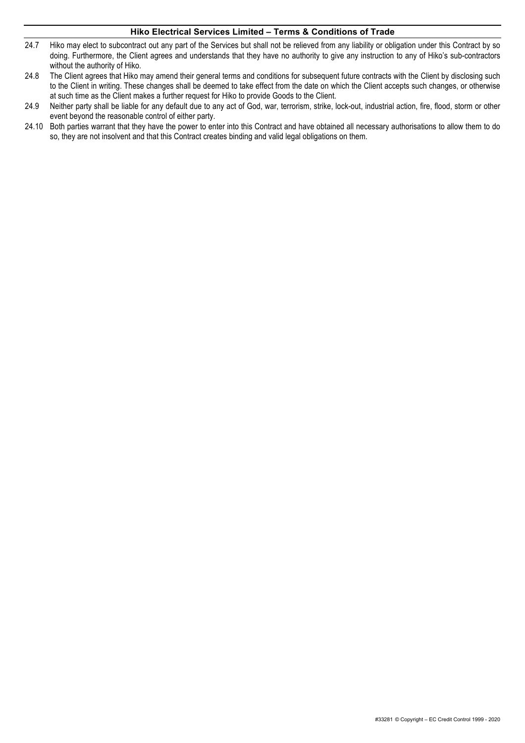24.7 Hiko may elect to subcontract out any part of the Services but shall not be relieved from any liability or obligation under this Contract by so doing. Furthermore, the Client agrees and understands that they have no authority to give any instruction to any of Hiko's sub-contractors without the authority of Hiko.

24.8 The Client agrees that Hiko may amend their general terms and conditions for subsequent future contracts with the Client by disclosing such to the Client in writing. These changes shall be deemed to take effect from the date on which the Client accepts such changes, or otherwise at such time as the Client makes a further request for Hiko to provide Goods to the Client.

24.9 Neither party shall be liable for any default due to any act of God, war, terrorism, strike, lock-out, industrial action, fire, flood, storm or other event beyond the reasonable control of either party.

24.10 Both parties warrant that they have the power to enter into this Contract and have obtained all necessary authorisations to allow them to do so, they are not insolvent and that this Contract creates binding and valid legal obligations on them.